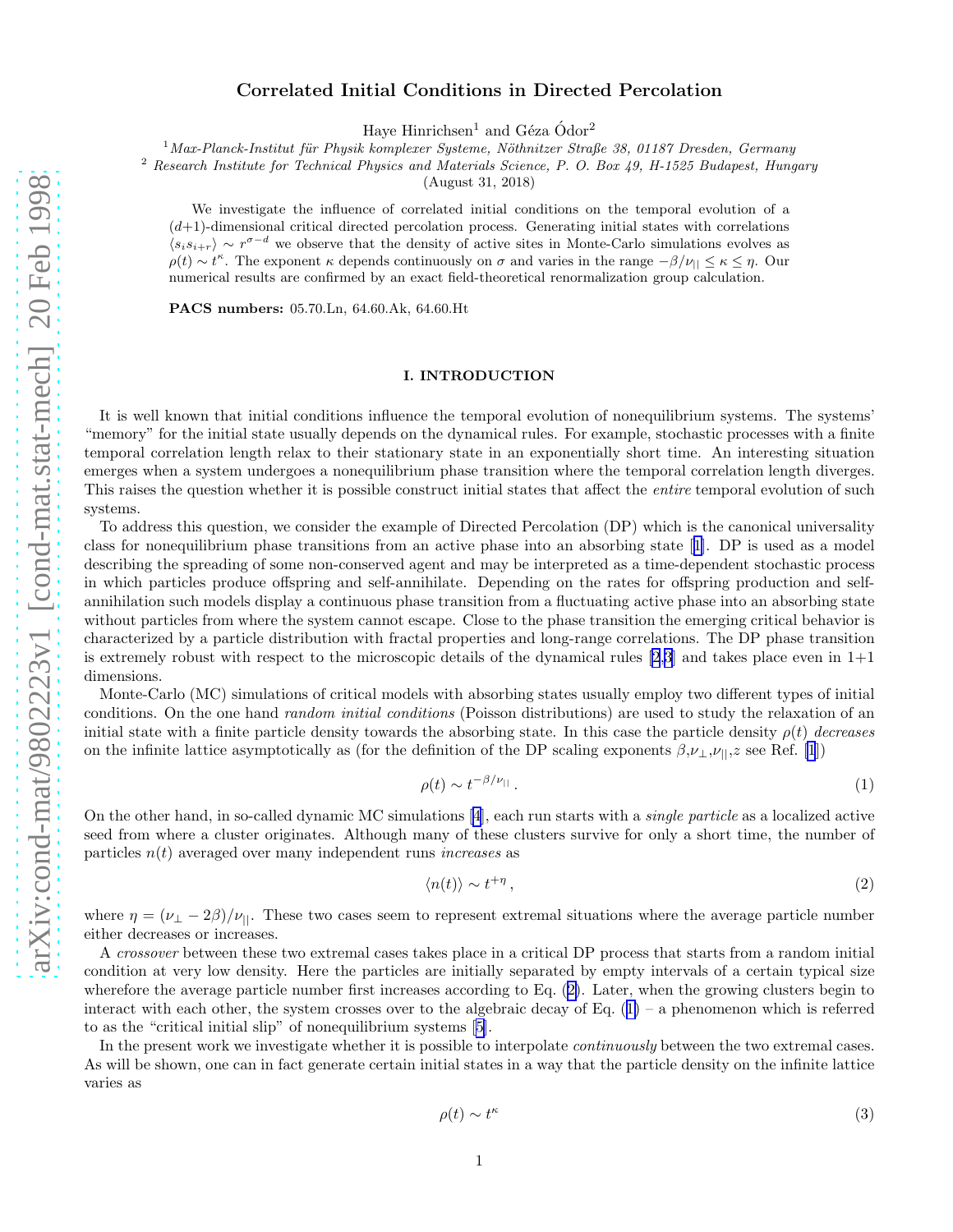# Correlated Initial Conditions in Directed Percolation

Haye Hinrichsen[1] and Géza Ódor[2]

[1] *Max-Planck-Institut für Physik komplexer Systeme, Nöthnitzer Straße 38, 01187 Dresden, Germany*

[2] *Research Institute for Technical Physics and Materials Science, P. O. Box 49, H-1525 Budapest, Hungary*

(August 31, 2018)

We investigate the influence of correlated initial conditions on the temporal evolution of a $(d+1)$-dimensional critical directed percolation process. Generating initial states with correlations $\langle s_i s_{i+r}\rangle \sim r^{\sigma-d}$ we observe that the density of active sites in Monte-Carlo simulations evolves as $\rho(t) \sim t^{\kappa}$. The exponent $\kappa$ depends continuously on $\sigma$ and varies in the range $-\beta/\nu_{||} \le \kappa \le \eta$. Our numerical results are confirmed by an exact field-theoretical renormalization group calculation.

**PACS numbers:** 05.70.Ln, 64.60.Ak, 64.60.Ht

## I. INTRODUCTION

It is well known that initial conditions influence the temporal evolution of nonequilibrium systems. The systems' "memory" for the initial state usually depends on the dynamical rules. For example, stochastic processes with a finite temporal correlation length relax to their stationary state in an exponentially short time. An interesting situation emerges when a system undergoes a nonequilibrium phase transition where the temporal correlation length diverges. This raises the question whether it is possible construct initial states that affect the *entire* temporal evolution of such systems.

To address this question, we consider the example of Directed Percolation (DP) which is the canonical universality class for nonequilibrium phase transitions from an active phase into an absorbing state [1]. DP is used as a model describing the spreading of some non-conserved agent and may be interpreted as a time-dependent stochastic process in which particles produce offspring and self-annihilate. Depending on the rates for offspring production and self-annihilation such models display a continuous phase transition from a fluctuating active phase into an absorbing state without particles from where the system cannot escape. Close to the phase transition the emerging critical behavior is characterized by a particle distribution with fractal properties and long-range correlations. The DP phase transition is extremely robust with respect to the microscopic details of the dynamical rules [2,3] and takes place even in 1+1 dimensions.

Monte-Carlo (MC) simulations of critical models with absorbing states usually employ two different types of initial conditions. On the one hand *random initial conditions* (Poisson distributions) are used to study the relaxation of an initial state with a finite particle density towards the absorbing state. In this case the particle density $\rho(t)$ *decreases* on the infinite lattice asymptotically as (for the definition of the DP scaling exponents $\beta$,$\nu_\perp$,$\nu_{||}$,$z$ see Ref. [1])

$$\rho(t) \sim t^{-\beta/\nu_{||}} \,. \tag{1}$$

On the other hand, in so-called dynamic MC simulations [4], each run starts with a *single particle* as a localized active seed from where a cluster originates. Although many of these clusters survive for only a short time, the number of particles $n(t)$ averaged over many independent runs *increases* as

$$\langle n(t)\rangle \sim t^{+\eta} \,, \tag{2}$$

where $\eta = (\nu_\perp - 2\beta)/\nu_{||}$. These two cases seem to represent extremal situations where the average particle number either decreases or increases.

A *crossover* between these two extremal cases takes place in a critical DP process that starts from a random initial condition at very low density. Here the particles are initially separated by empty intervals of a certain typical size wherefore the average particle number first increases according to Eq. (2). Later, when the growing clusters begin to interact with each other, the system crosses over to the algebraic decay of Eq. (1) – a phenomenon which is referred to as the "critical initial slip" of nonequilibrium systems [5].

In the present work we investigate whether it is possible to interpolate *continuously* between the two extremal cases. As will be shown, one can in fact generate certain initial states in a way that the particle density on the infinite lattice varies as

$$\rho(t) \sim t^{\kappa} \tag{3}$$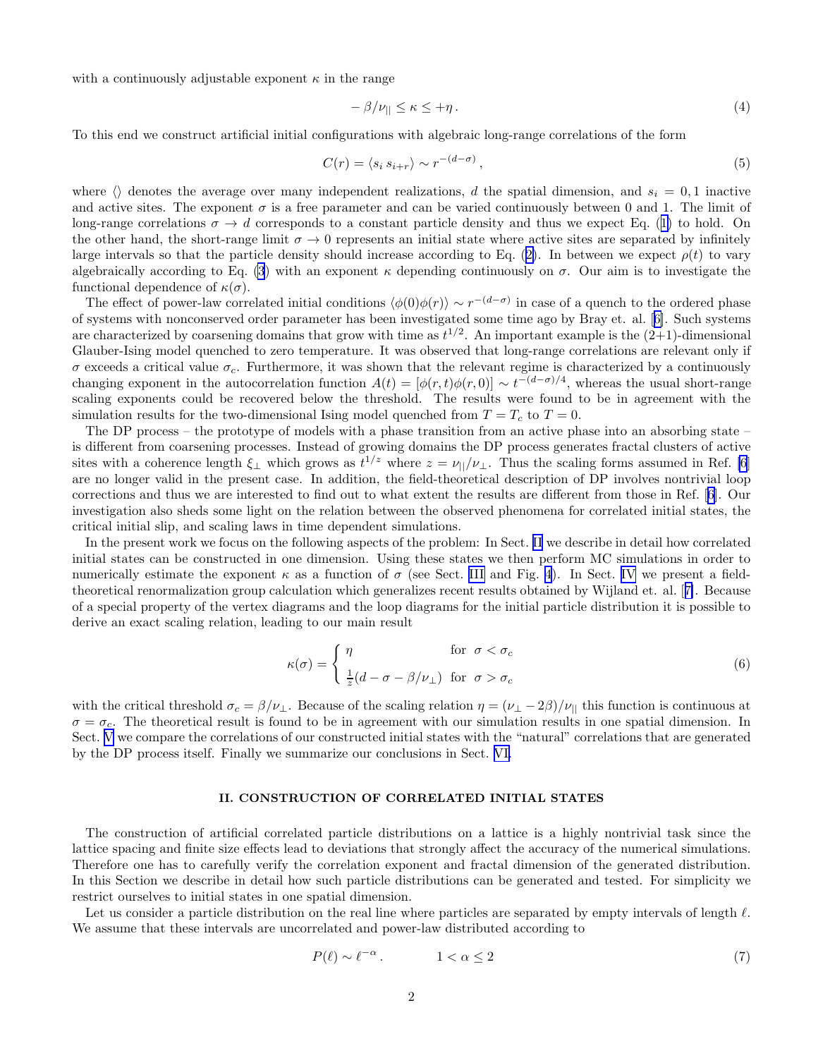with a continuously adjustable exponent $\kappa$ in the range

$$-\beta/\nu_{||} \leq \kappa \leq +\eta\,. \tag{4}$$

To this end we construct artificial initial configurations with algebraic long-range correlations of the form

$$C(r) = \langle s_i\, s_{i+r}\rangle \sim r^{-(d-\sigma)}\,, \tag{5}$$

where $\langle\rangle$ denotes the average over many independent realizations, $d$ the spatial dimension, and $s_i = 0, 1$ inactive and active sites. The exponent $\sigma$ is a free parameter and can be varied continuously between 0 and 1. The limit of long-range correlations $\sigma \to d$ corresponds to a constant particle density and thus we expect Eq. (1) to hold. On the other hand, the short-range limit $\sigma \to 0$ represents an initial state where active sites are separated by infinitely large intervals so that the particle density should increase according to Eq. (2). In between we expect $\rho(t)$ to vary algebraically according to Eq. (3) with an exponent $\kappa$ depending continuously on $\sigma$. Our aim is to investigate the functional dependence of $\kappa(\sigma)$.

The effect of power-law correlated initial conditions $\langle\phi(0)\phi(r)\rangle \sim r^{-(d-\sigma)}$ in case of a quench to the ordered phase of systems with nonconserved order parameter has been investigated some time ago by Bray et. al. [6]. Such systems are characterized by coarsening domains that grow with time as $t^{1/2}$. An important example is the (2+1)-dimensional Glauber-Ising model quenched to zero temperature. It was observed that long-range correlations are relevant only if $\sigma$ exceeds a critical value $\sigma_c$. Furthermore, it was shown that the relevant regime is characterized by a continuously changing exponent in the autocorrelation function $A(t) = [\phi(r,t)\phi(r,0)] \sim t^{-(d-\sigma)/4}$, whereas the usual short-range scaling exponents could be recovered below the threshold. The results were found to be in agreement with the simulation results for the two-dimensional Ising model quenched from $T = T_c$ to $T = 0$.

The DP process – the prototype of models with a phase transition from an active phase into an absorbing state – is different from coarsening processes. Instead of growing domains the DP process generates fractal clusters of active sites with a coherence length $\xi_\perp$ which grows as $t^{1/z}$ where $z = \nu_{||}/\nu_\perp$. Thus the scaling forms assumed in Ref. [6] are no longer valid in the present case. In addition, the field-theoretical description of DP involves nontrivial loop corrections and thus we are interested to find out to what extent the results are different from those in Ref. [6]. Our investigation also sheds some light on the relation between the observed phenomena for correlated initial states, the critical initial slip, and scaling laws in time dependent simulations.

In the present work we focus on the following aspects of the problem: In Sect. II we describe in detail how correlated initial states can be constructed in one dimension. Using these states we then perform MC simulations in order to numerically estimate the exponent $\kappa$ as a function of $\sigma$ (see Sect. III and Fig. 4). In Sect. IV we present a field-theoretical renormalization group calculation which generalizes recent results obtained by Wijland et. al. [7]. Because of a special property of the vertex diagrams and the loop diagrams for the initial particle distribution it is possible to derive an exact scaling relation, leading to our main result

$$\kappa(\sigma) = \begin{cases} \eta & \text{for } \sigma < \sigma_c \\ \frac{1}{z}(d - \sigma - \beta/\nu_\perp) & \text{for } \sigma > \sigma_c \end{cases} \tag{6}$$

with the critical threshold $\sigma_c = \beta/\nu_\perp$. Because of the scaling relation $\eta = (\nu_\perp - 2\beta)/\nu_{||}$ this function is continuous at $\sigma = \sigma_c$. The theoretical result is found to be in agreement with our simulation results in one spatial dimension. In Sect. V we compare the correlations of our constructed initial states with the "natural" correlations that are generated by the DP process itself. Finally we summarize our conclusions in Sect. VI.

## II. CONSTRUCTION OF CORRELATED INITIAL STATES

The construction of artificial correlated particle distributions on a lattice is a highly nontrivial task since the lattice spacing and finite size effects lead to deviations that strongly affect the accuracy of the numerical simulations. Therefore one has to carefully verify the correlation exponent and fractal dimension of the generated distribution. In this Section we describe in detail how such particle distributions can be generated and tested. For simplicity we restrict ourselves to initial states in one spatial dimension.

Let us consider a particle distribution on the real line where particles are separated by empty intervals of length $\ell$. We assume that these intervals are uncorrelated and power-law distributed according to

$$P(\ell) \sim \ell^{-\alpha}\,. \qquad\qquad 1 < \alpha \leq 2 \tag{7}$$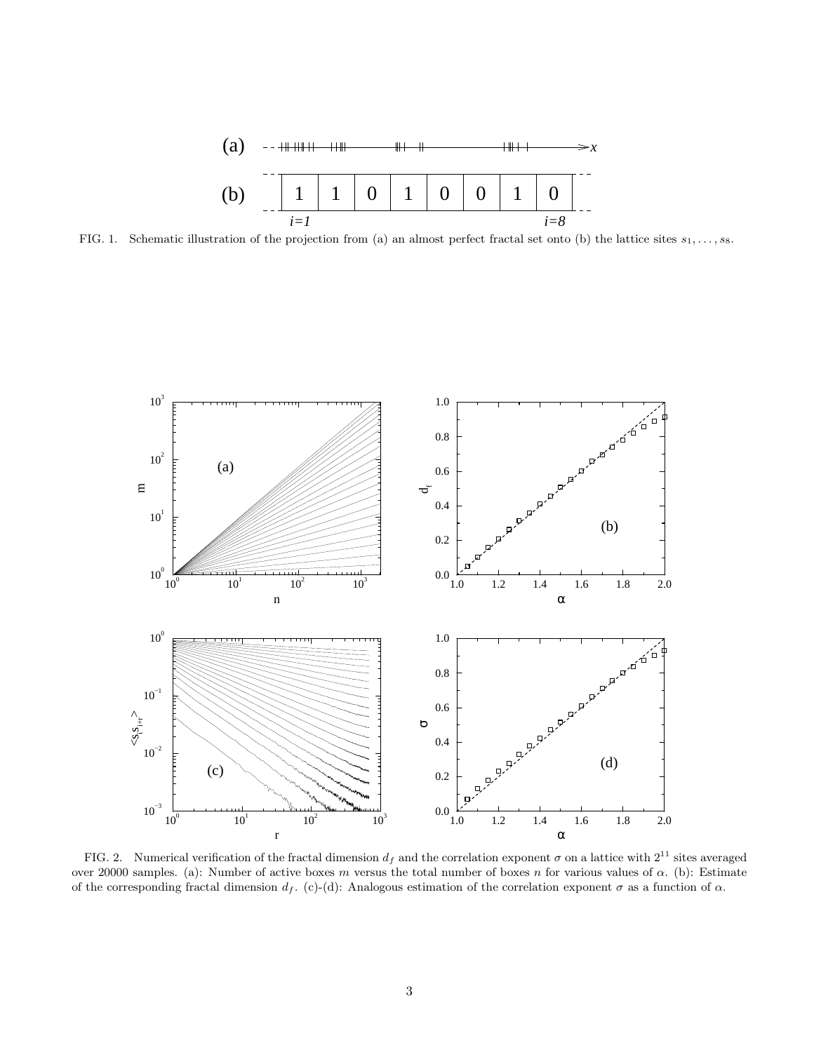FIG. 1. Schematic illustration of the projection from (a) an almost perfect fractal set onto (b) the lattice sites $s_1, \ldots, s_8$.

FIG. 2. Numerical verification of the fractal dimension $d_f$ and the correlation exponent $\sigma$ on a lattice with $2^{11}$ sites averaged over 20000 samples. (a): Number of active boxes $m$ versus the total number of boxes $n$ for various values of $\alpha$. (b): Estimate of the corresponding fractal dimension $d_f$. (c)-(d): Analogous estimation of the correlation exponent $\sigma$ as a function of $\alpha$.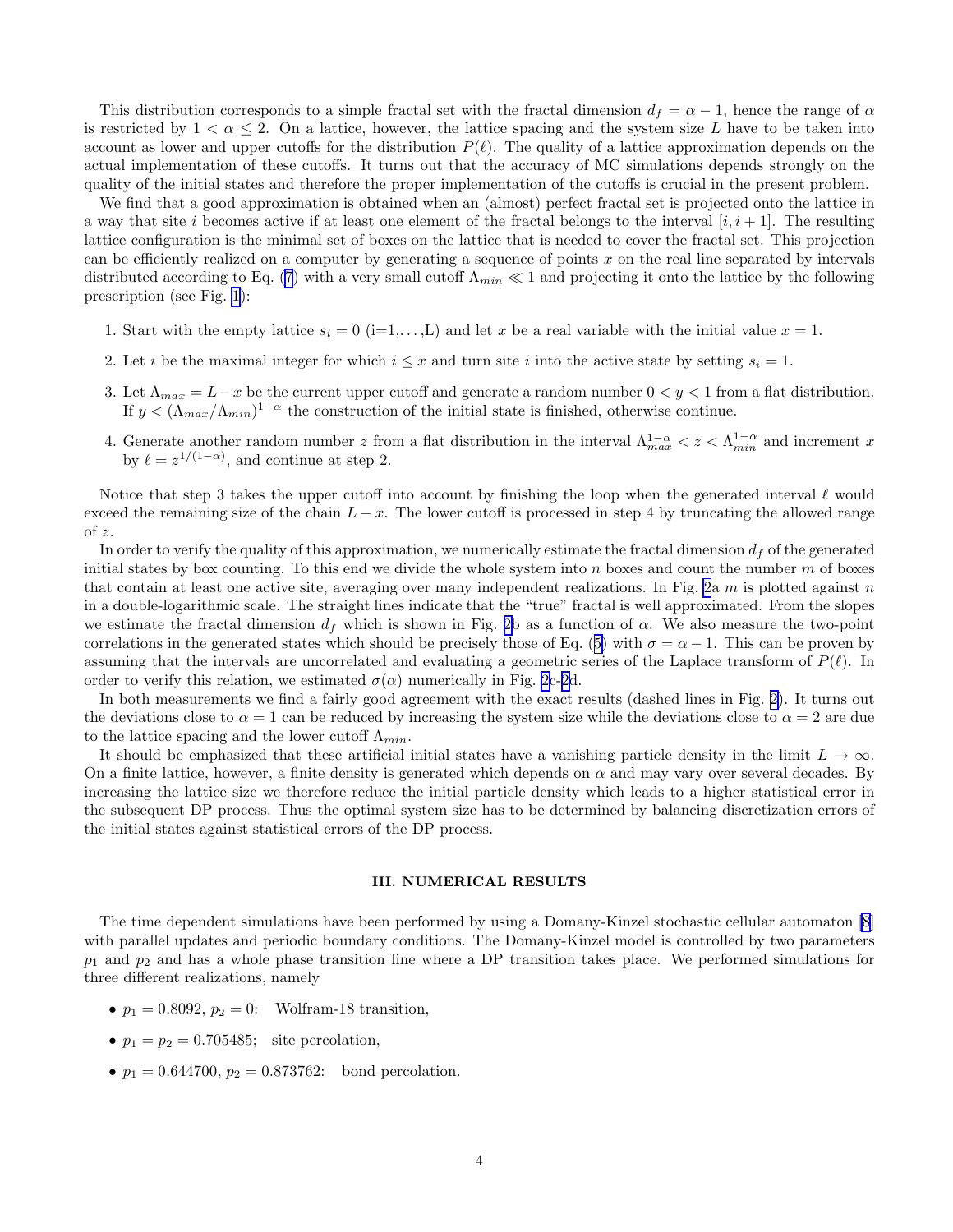This distribution corresponds to a simple fractal set with the fractal dimension $d_f = \alpha - 1$, hence the range of $\alpha$ is restricted by $1 < \alpha \leq 2$. On a lattice, however, the lattice spacing and the system size $L$ have to be taken into account as lower and upper cutoffs for the distribution $P(\ell)$. The quality of a lattice approximation depends on the actual implementation of these cutoffs. It turns out that the accuracy of MC simulations depends strongly on the quality of the initial states and therefore the proper implementation of the cutoffs is crucial in the present problem.

We find that a good approximation is obtained when an (almost) perfect fractal set is projected onto the lattice in a way that site $i$ becomes active if at least one element of the fractal belongs to the interval $[i, i+1]$. The resulting lattice configuration is the minimal set of boxes on the lattice that is needed to cover the fractal set. This projection can be efficiently realized on a computer by generating a sequence of points $x$ on the real line separated by intervals distributed according to Eq. (7) with a very small cutoff $\Lambda_{min} \ll 1$ and projecting it onto the lattice by the following prescription (see Fig. 1):

1. Start with the empty lattice $s_i = 0$ (i=1,...,L) and let $x$ be a real variable with the initial value $x = 1$.
2. Let $i$ be the maximal integer for which $i \leq x$ and turn site $i$ into the active state by setting $s_i = 1$.
3. Let $\Lambda_{max} = L - x$ be the current upper cutoff and generate a random number $0 < y < 1$ from a flat distribution. If $y < (\Lambda_{max}/\Lambda_{min})^{1-\alpha}$ the construction of the initial state is finished, otherwise continue.
4. Generate another random number $z$ from a flat distribution in the interval $\Lambda_{max}^{1-\alpha} < z < \Lambda_{min}^{1-\alpha}$ and increment $x$ by $\ell = z^{1/(1-\alpha)}$, and continue at step 2.

Notice that step 3 takes the upper cutoff into account by finishing the loop when the generated interval $\ell$ would exceed the remaining size of the chain $L - x$. The lower cutoff is processed in step 4 by truncating the allowed range of $z$.

In order to verify the quality of this approximation, we numerically estimate the fractal dimension $d_f$ of the generated initial states by box counting. To this end we divide the whole system into $n$ boxes and count the number $m$ of boxes that contain at least one active site, averaging over many independent realizations. In Fig. 2a $m$ is plotted against $n$ in a double-logarithmic scale. The straight lines indicate that the "true" fractal is well approximated. From the slopes we estimate the fractal dimension $d_f$ which is shown in Fig. 2b as a function of $\alpha$. We also measure the two-point correlations in the generated states which should be precisely those of Eq. (5) with $\sigma = \alpha - 1$. This can be proven by assuming that the intervals are uncorrelated and evaluating a geometric series of the Laplace transform of $P(\ell)$. In order to verify this relation, we estimated $\sigma(\alpha)$ numerically in Fig. 2c-2d.

In both measurements we find a fairly good agreement with the exact results (dashed lines in Fig. 2). It turns out the deviations close to $\alpha = 1$ can be reduced by increasing the system size while the deviations close to $\alpha = 2$ are due to the lattice spacing and the lower cutoff $\Lambda_{min}$.

It should be emphasized that these artificial initial states have a vanishing particle density in the limit $L \to \infty$. On a finite lattice, however, a finite density is generated which depends on $\alpha$ and may vary over several decades. By increasing the lattice size we therefore reduce the initial particle density which leads to a higher statistical error in the subsequent DP process. Thus the optimal system size has to be determined by balancing discretization errors of the initial states against statistical errors of the DP process.

## III. NUMERICAL RESULTS

The time dependent simulations have been performed by using a Domany-Kinzel stochastic cellular automaton [8] with parallel updates and periodic boundary conditions. The Domany-Kinzel model is controlled by two parameters $p_1$ and $p_2$ and has a whole phase transition line where a DP transition takes place. We performed simulations for three different realizations, namely

- $p_1 = 0.8092$, $p_2 = 0$: Wolfram-18 transition,
- $p_1 = p_2 = 0.705485$; site percolation,
- $p_1 = 0.644700$, $p_2 = 0.873762$: bond percolation.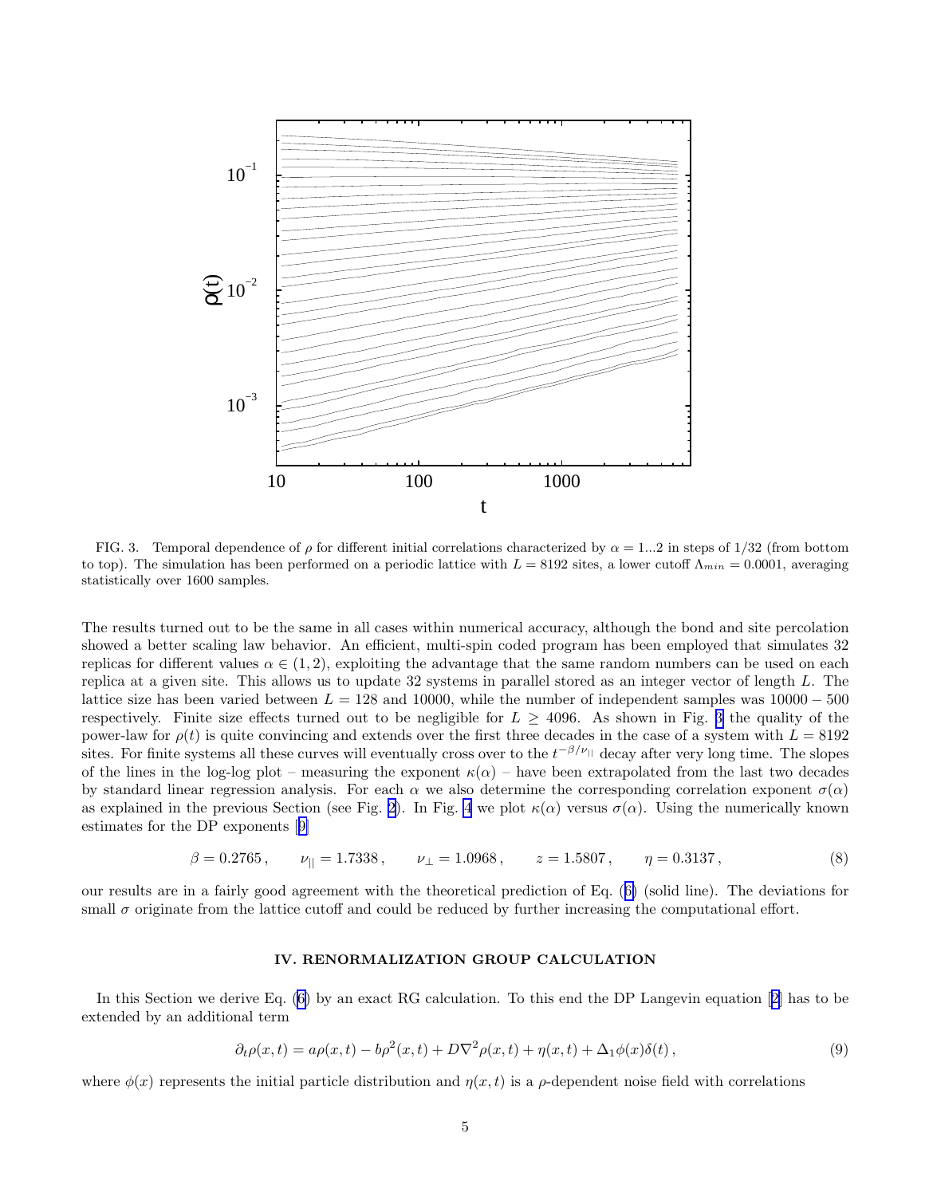FIG. 3. Temporal dependence of $\rho$ for different initial correlations characterized by $\alpha = 1...2$ in steps of $1/32$ (from bottom to top). The simulation has been performed on a periodic lattice with $L = 8192$ sites, a lower cutoff $\Lambda_{min} = 0.0001$, averaging statistically over 1600 samples.

The results turned out to be the same in all cases within numerical accuracy, although the bond and site percolation showed a better scaling law behavior. An efficient, multi-spin coded program has been employed that simulates 32 replicas for different values $\alpha \in (1, 2)$, exploiting the advantage that the same random numbers can be used on each replica at a given site. This allows us to update 32 systems in parallel stored as an integer vector of length $L$. The lattice size has been varied between $L = 128$ and 10000, while the number of independent samples was $10000 - 500$ respectively. Finite size effects turned out to be negligible for $L \geq 4096$. As shown in Fig. 3 the quality of the power-law for $\rho(t)$ is quite convincing and extends over the first three decades in the case of a system with $L = 8192$ sites. For finite systems all these curves will eventually cross over to the $t^{-\beta/\nu_{||}}$ decay after very long time. The slopes of the lines in the log-log plot – measuring the exponent $\kappa(\alpha)$ – have been extrapolated from the last two decades by standard linear regression analysis. For each $\alpha$ we also determine the corresponding correlation exponent $\sigma(\alpha)$ as explained in the previous Section (see Fig. 2). In Fig. 4 we plot $\kappa(\alpha)$ versus $\sigma(\alpha)$. Using the numerically known estimates for the DP exponents [9]

$$\beta = 0.2765 \,, \qquad \nu_{||} = 1.7338 \,, \qquad \nu_{\perp} = 1.0968 \,, \qquad z = 1.5807 \,, \qquad \eta = 0.3137 \,, \tag{8}$$

our results are in a fairly good agreement with the theoretical prediction of Eq. (6) (solid line). The deviations for small $\sigma$ originate from the lattice cutoff and could be reduced by further increasing the computational effort.

## IV. RENORMALIZATION GROUP CALCULATION

In this Section we derive Eq. (6) by an exact RG calculation. To this end the DP Langevin equation [2] has to be extended by an additional term

$$\partial_t \rho(x, t) = a\rho(x, t) - b\rho^2(x, t) + D\nabla^2\rho(x, t) + \eta(x, t) + \Delta_1\phi(x)\delta(t) \,, \tag{9}$$

where $\phi(x)$ represents the initial particle distribution and $\eta(x, t)$ is a $\rho$-dependent noise field with correlations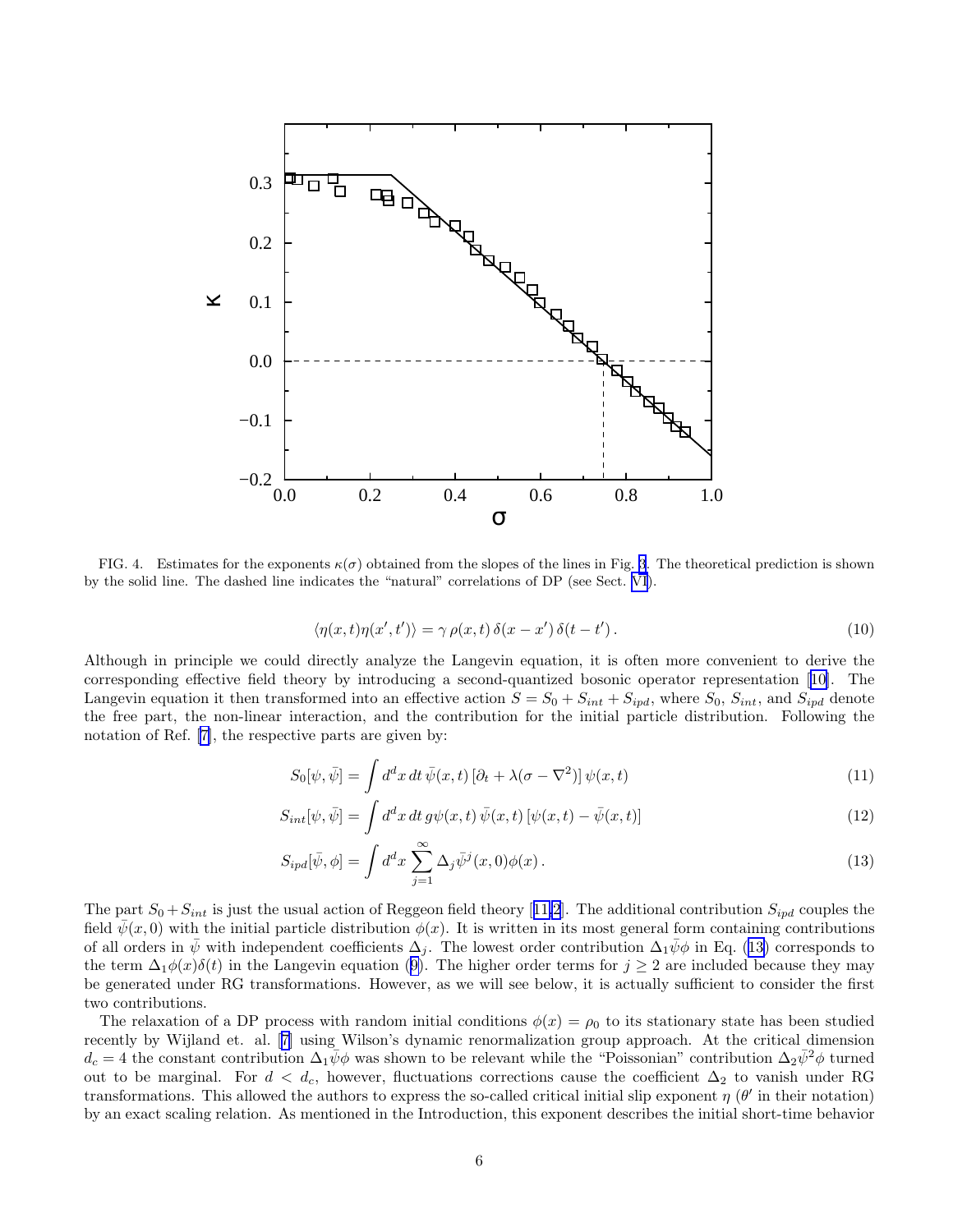FIG. 4. Estimates for the exponents $\kappa(\sigma)$ obtained from the slopes of the lines in Fig. 3. The theoretical prediction is shown by the solid line. The dashed line indicates the "natural" correlations of DP (see Sect. VI).

$$\langle\eta(x,t)\eta(x',t')\rangle = \gamma\,\rho(x,t)\,\delta(x-x')\,\delta(t-t')\,. \tag{10}$$

Although in principle we could directly analyze the Langevin equation, it is often more convenient to derive the corresponding effective field theory by introducing a second-quantized bosonic operator representation [10]. The Langevin equation it then transformed into an effective action $S = S_0 + S_{int} + S_{ipd}$, where $S_0$, $S_{int}$, and $S_{ipd}$ denote the free part, the non-linear interaction, and the contribution for the initial particle distribution. Following the notation of Ref. [7], the respective parts are given by:

$$S_0[\psi,\bar{\psi}] = \int d^dx\,dt\,\bar{\psi}(x,t)\,[\partial_t + \lambda(\sigma - \nabla^2)]\,\psi(x,t) \tag{11}$$

$$S_{int}[\psi,\bar{\psi}] = \int d^dx\,dt\,g\psi(x,t)\,\bar{\psi}(x,t)\,[\psi(x,t) - \bar{\psi}(x,t)] \tag{12}$$

$$S_{ipd}[\bar{\psi},\phi] = \int d^dx\,\sum_{j=1}^{\infty}\Delta_j\bar{\psi}^j(x,0)\phi(x)\,. \tag{13}$$

The part $S_0 + S_{int}$ is just the usual action of Reggeon field theory [11,2]. The additional contribution $S_{ipd}$ couples the field $\bar{\psi}(x,0)$ with the initial particle distribution $\phi(x)$. It is written in its most general form containing contributions of all orders in $\bar{\psi}$ with independent coefficients $\Delta_j$. The lowest order contribution $\Delta_1\bar{\psi}\phi$ in Eq. (13) corresponds to the term $\Delta_1\phi(x)\delta(t)$ in the Langevin equation (9). The higher order terms for $j \geq 2$ are included because they may be generated under RG transformations. However, as we will see below, it is actually sufficient to consider the first two contributions.

The relaxation of a DP process with random initial conditions $\phi(x) = \rho_0$ to its stationary state has been studied recently by Wijland et. al. [7] using Wilson's dynamic renormalization group approach. At the critical dimension $d_c = 4$ the constant contribution $\Delta_1\bar{\psi}\phi$ was shown to be relevant while the "Poissonian" contribution $\Delta_2\bar{\psi}^2\phi$ turned out to be marginal. For $d < d_c$, however, fluctuations corrections cause the coefficient $\Delta_2$ to vanish under RG transformations. This allowed the authors to express the so-called critical initial slip exponent $\eta$ ($\theta'$ in their notation) by an exact scaling relation. As mentioned in the Introduction, this exponent describes the initial short-time behavior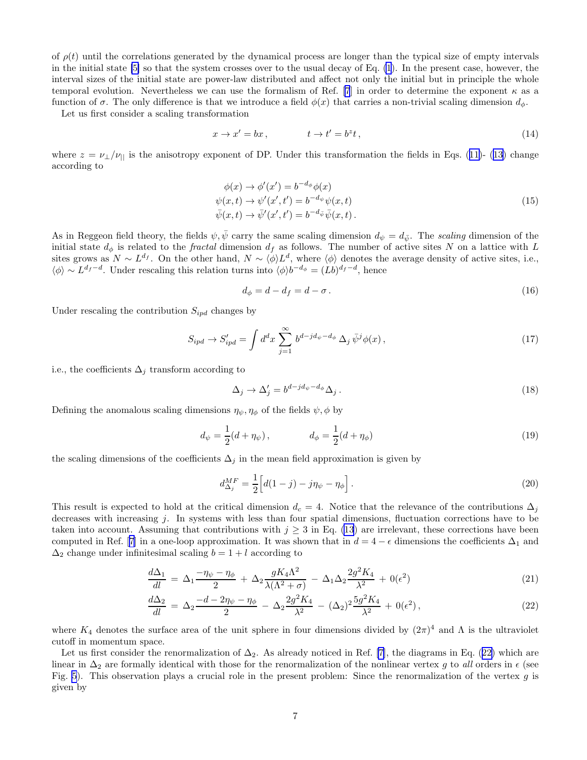of $\rho(t)$ until the correlations generated by the dynamical process are longer than the typical size of empty intervals in the initial state [5] so that the system crosses over to the usual decay of Eq. (1). In the present case, however, the interval sizes of the initial state are power-law distributed and affect not only the initial but in principle the whole temporal evolution. Nevertheless we can use the formalism of Ref. [7] in order to determine the exponent $\kappa$ as a function of $\sigma$. The only difference is that we introduce a field $\phi(x)$ that carries a non-trivial scaling dimension $d_\phi$.

Let us first consider a scaling transformation

$$
x \to x' = bx \,, \qquad\qquad t \to t' = b^z t \,, \tag{14}
$$

where $z = \nu_\perp/\nu_{||}$ is the anisotropy exponent of DP. Under this transformation the fields in Eqs. (11)- (13) change according to

$$
\begin{aligned}
\phi(x) &\to \phi'(x') = b^{-d_\phi}\phi(x) \\
\psi(x,t) &\to \psi'(x',t') = b^{-d_\psi}\psi(x,t) \\
\bar\psi(x,t) &\to \bar\psi'(x',t') = b^{-d_{\bar\psi}}\bar\psi(x,t) \,.
\end{aligned} \tag{15}
$$

As in Reggeon field theory, the fields $\psi, \bar\psi$ carry the same scaling dimension $d_\psi = d_{\bar\psi}$. The *scaling* dimension of the initial state $d_\phi$ is related to the *fractal* dimension $d_f$ as follows. The number of active sites $N$ on a lattice with $L$ sites grows as $N \sim L^{d_f}$. On the other hand, $N \sim \langle\phi\rangle L^d$, where $\langle\phi\rangle$ denotes the average density of active sites, i.e., $\langle\phi\rangle \sim L^{d_f - d}$. Under rescaling this relation turns into $\langle\phi\rangle b^{-d_\phi} = (Lb)^{d_f-d}$, hence

$$
d_\phi = d - d_f = d - \sigma \,. \tag{16}
$$

Under rescaling the contribution $S_{ipd}$ changes by

$$
S_{ipd} \to S'_{ipd} = \int d^dx \sum_{j=1}^{\infty} b^{d - jd_\psi - d_\phi}\, \Delta_j\, \bar\psi^j \phi(x) \,, \tag{17}
$$

i.e., the coefficients $\Delta_j$ transform according to

$$
\Delta_j \to \Delta'_j = b^{d-jd_\psi-d_\phi}\Delta_j \,. \tag{18}
$$

Defining the anomalous scaling dimensions $\eta_\psi, \eta_\phi$ of the fields $\psi, \phi$ by

$$
d_\psi = \frac{1}{2}(d+\eta_\psi)\,, \qquad\qquad d_\phi = \frac{1}{2}(d+\eta_\phi) \tag{19}
$$

the scaling dimensions of the coefficients $\Delta_j$ in the mean field approximation is given by

$$
d^{MF}_{\Delta_j} = \frac{1}{2}\Big[d(1-j) - j\eta_\psi - \eta_\phi\Big] \,. \tag{20}
$$

This result is expected to hold at the critical dimension $d_c = 4$. Notice that the relevance of the contributions $\Delta_j$ decreases with increasing $j$. In systems with less than four spatial dimensions, fluctuation corrections have to be taken into account. Assuming that contributions with $j \geq 3$ in Eq. (13) are irrelevant, these corrections have been computed in Ref. [7] in a one-loop approximation. It was shown that in $d = 4 - \epsilon$ dimensions the coefficients $\Delta_1$ and $\Delta_2$ change under infinitesimal scaling $b = 1 + l$ according to

$$
\frac{d\Delta_1}{dl} \;=\; \Delta_1 \frac{-\eta_\psi - \eta_\phi}{2} \;+\; \Delta_2 \frac{gK_4\Lambda^2}{\lambda(\Lambda^2+\sigma)} \;-\; \Delta_1\Delta_2 \frac{2g^2K_4}{\lambda^2} \;+\; 0(\epsilon^2) \tag{21}
$$

$$
\frac{d\Delta_2}{dl} \;=\; \Delta_2 \frac{-d - 2\eta_\psi - \eta_\phi}{2} \;-\; \Delta_2 \frac{2g^2K_4}{\lambda^2} \;-\; (\Delta_2)^2 \frac{5g^2K_4}{\lambda^2} \;+\; 0(\epsilon^2)\,, \tag{22}
$$

where $K_4$ denotes the surface area of the unit sphere in four dimensions divided by $(2\pi)^4$ and $\Lambda$ is the ultraviolet cutoff in momentum space.

Let us first consider the renormalization of $\Delta_2$. As already noticed in Ref. [7], the diagrams in Eq. (22) which are linear in $\Delta_2$ are formally identical with those for the renormalization of the nonlinear vertex $g$ to *all* orders in $\epsilon$ (see Fig. 5). This observation plays a crucial role in the present problem: Since the renormalization of the vertex $g$ is given by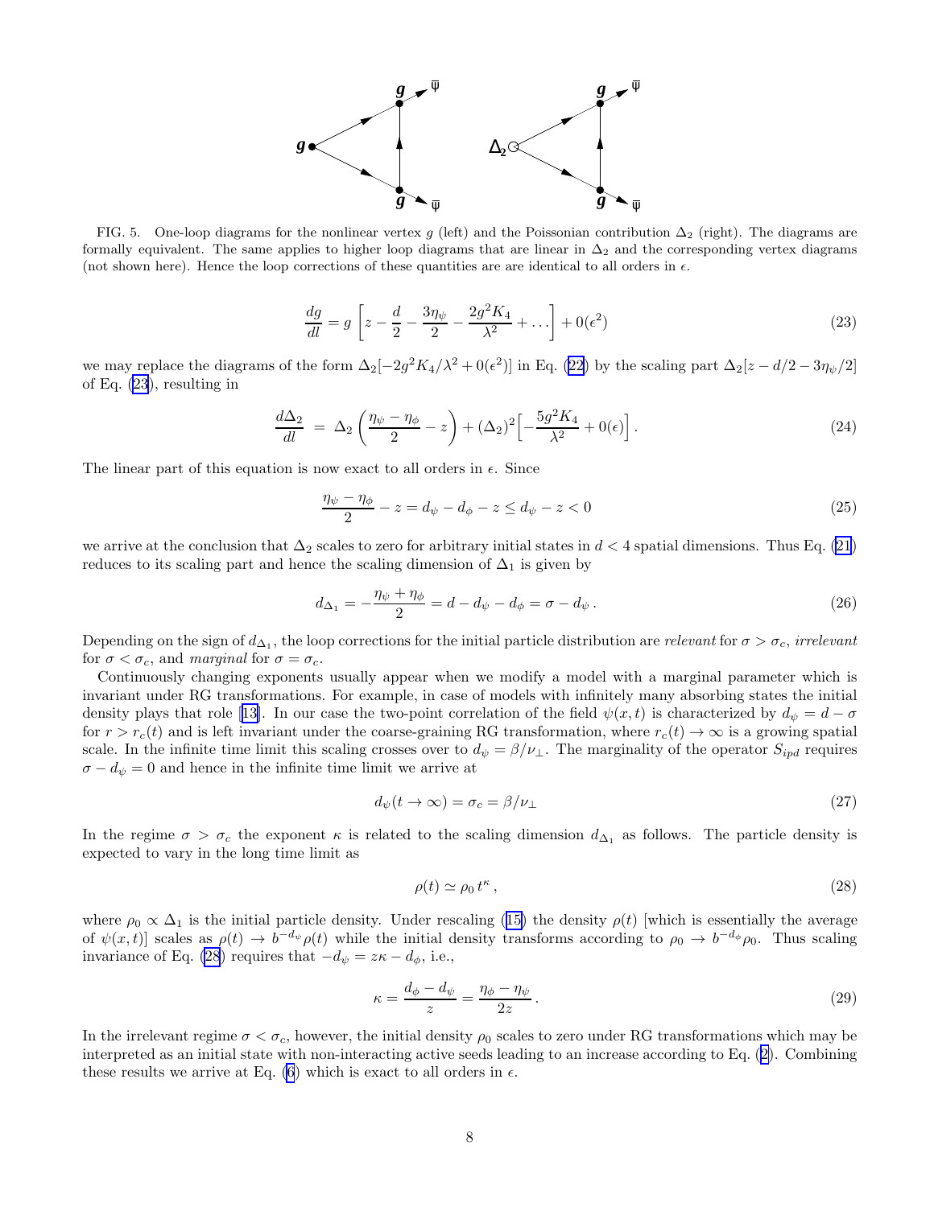FIG. 5. One-loop diagrams for the nonlinear vertex $g$ (left) and the Poissonian contribution $\Delta_2$ (right). The diagrams are formally equivalent. The same applies to higher loop diagrams that are linear in $\Delta_2$ and the corresponding vertex diagrams (not shown here). Hence the loop corrections of these quantities are are identical to all orders in $\epsilon$.

$$\frac{dg}{dl} = g\left[z - \frac{d}{2} - \frac{3\eta_\psi}{2} - \frac{2g^2 K_4}{\lambda^2} + \dots\right] + 0(\epsilon^2) \tag{23}$$

we may replace the diagrams of the form $\Delta_2[-2g^2K_4/\lambda^2 + 0(\epsilon^2)]$ in Eq. (22) by the scaling part $\Delta_2[z - d/2 - 3\eta_\psi/2]$ of Eq. (23), resulting in

$$\frac{d\Delta_2}{dl} = \Delta_2\left(\frac{\eta_\psi - \eta_\phi}{2} - z\right) + (\Delta_2)^2\Big[-\frac{5g^2K_4}{\lambda^2} + 0(\epsilon)\Big]. \tag{24}$$

The linear part of this equation is now exact to all orders in $\epsilon$. Since

$$\frac{\eta_\psi - \eta_\phi}{2} - z = d_\psi - d_\phi - z \leq d_\psi - z < 0 \tag{25}$$

we arrive at the conclusion that $\Delta_2$ scales to zero for arbitrary initial states in $d < 4$ spatial dimensions. Thus Eq. (21) reduces to its scaling part and hence the scaling dimension of $\Delta_1$ is given by

$$d_{\Delta_1} = -\frac{\eta_\psi + \eta_\phi}{2} = d - d_\psi - d_\phi = \sigma - d_\psi\,. \tag{26}$$

Depending on the sign of $d_{\Delta_1}$, the loop corrections for the initial particle distribution are *relevant* for $\sigma > \sigma_c$, *irrelevant* for $\sigma < \sigma_c$, and *marginal* for $\sigma = \sigma_c$.

Continuously changing exponents usually appear when we modify a model with a marginal parameter which is invariant under RG transformations. For example, in case of models with infinitely many absorbing states the initial density plays that role [13]. In our case the two-point correlation of the field $\psi(x,t)$ is characterized by $d_\psi = d - \sigma$ for $r > r_c(t)$ and is left invariant under the coarse-graining RG transformation, where $r_c(t) \to \infty$ is a growing spatial scale. In the infinite time limit this scaling crosses over to $d_\psi = \beta/\nu_\perp$. The marginality of the operator $S_{ipd}$ requires $\sigma - d_\psi = 0$ and hence in the infinite time limit we arrive at

$$d_\psi(t \to \infty) = \sigma_c = \beta/\nu_\perp \tag{27}$$

In the regime $\sigma > \sigma_c$ the exponent $\kappa$ is related to the scaling dimension $d_{\Delta_1}$ as follows. The particle density is expected to vary in the long time limit as

$$\rho(t) \simeq \rho_0\, t^\kappa\,, \tag{28}$$

where $\rho_0 \propto \Delta_1$ is the initial particle density. Under rescaling (15) the density $\rho(t)$ [which is essentially the average of $\psi(x,t)$] scales as $\rho(t) \to b^{-d_\psi}\rho(t)$ while the initial density transforms according to $\rho_0 \to b^{-d_\phi}\rho_0$. Thus scaling invariance of Eq. (28) requires that $-d_\psi = z\kappa - d_\phi$, i.e.,

$$\kappa = \frac{d_\phi - d_\psi}{z} = \frac{\eta_\phi - \eta_\psi}{2z}\,. \tag{29}$$

In the irrelevant regime $\sigma < \sigma_c$, however, the initial density $\rho_0$ scales to zero under RG transformations which may be interpreted as an initial state with non-interacting active seeds leading to an increase according to Eq. (2). Combining these results we arrive at Eq. (6) which is exact to all orders in $\epsilon$.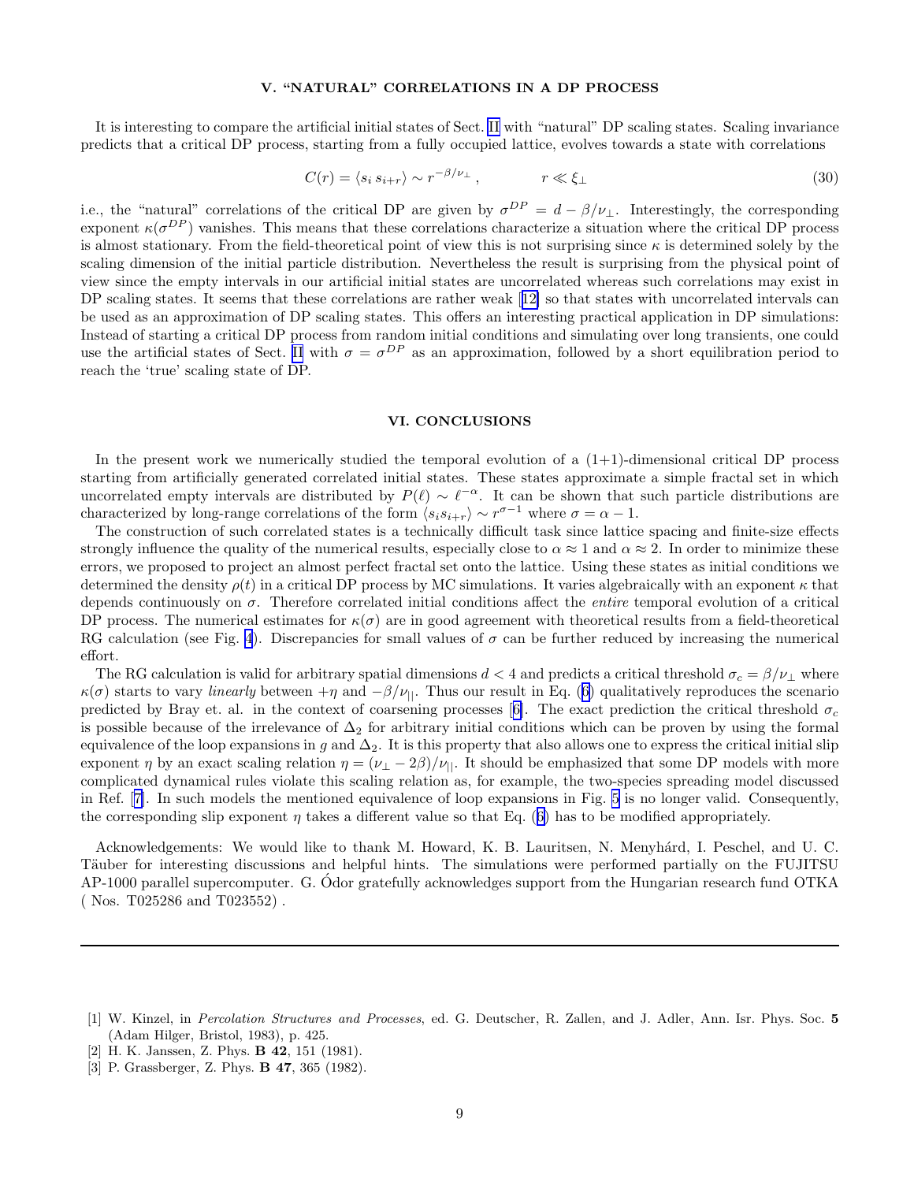## V. "NATURAL" CORRELATIONS IN A DP PROCESS

It is interesting to compare the artificial initial states of Sect. II with "natural" DP scaling states. Scaling invariance predicts that a critical DP process, starting from a fully occupied lattice, evolves towards a state with correlations

$$C(r) = \langle s_i \, s_{i+r} \rangle \sim r^{-\beta/\nu_\perp} \,, \qquad\qquad r \ll \xi_\perp \tag{30}$$

i.e., the "natural" correlations of the critical DP are given by $\sigma^{DP} = d - \beta/\nu_\perp$. Interestingly, the corresponding exponent $\kappa(\sigma^{DP})$ vanishes. This means that these correlations characterize a situation where the critical DP process is almost stationary. From the field-theoretical point of view this is not surprising since $\kappa$ is determined solely by the scaling dimension of the initial particle distribution. Nevertheless the result is surprising from the physical point of view since the empty intervals in our artificial initial states are uncorrelated whereas such correlations may exist in DP scaling states. It seems that these correlations are rather weak [12] so that states with uncorrelated intervals can be used as an approximation of DP scaling states. This offers an interesting practical application in DP simulations: Instead of starting a critical DP process from random initial conditions and simulating over long transients, one could use the artificial states of Sect. II with $\sigma = \sigma^{DP}$ as an approximation, followed by a short equilibration period to reach the 'true' scaling state of DP.

## VI. CONCLUSIONS

In the present work we numerically studied the temporal evolution of a (1+1)-dimensional critical DP process starting from artificially generated correlated initial states. These states approximate a simple fractal set in which uncorrelated empty intervals are distributed by $P(\ell) \sim \ell^{-\alpha}$. It can be shown that such particle distributions are characterized by long-range correlations of the form $\langle s_i s_{i+r} \rangle \sim r^{\sigma-1}$ where $\sigma = \alpha - 1$.

The construction of such correlated states is a technically difficult task since lattice spacing and finite-size effects strongly influence the quality of the numerical results, especially close to $\alpha \approx 1$ and $\alpha \approx 2$. In order to minimize these errors, we proposed to project an almost perfect fractal set onto the lattice. Using these states as initial conditions we determined the density $\rho(t)$ in a critical DP process by MC simulations. It varies algebraically with an exponent $\kappa$ that depends continuously on $\sigma$. Therefore correlated initial conditions affect the *entire* temporal evolution of a critical DP process. The numerical estimates for $\kappa(\sigma)$ are in good agreement with theoretical results from a field-theoretical RG calculation (see Fig. 4). Discrepancies for small values of $\sigma$ can be further reduced by increasing the numerical effort.

The RG calculation is valid for arbitrary spatial dimensions $d < 4$ and predicts a critical threshold $\sigma_c = \beta/\nu_\perp$ where $\kappa(\sigma)$ starts to vary *linearly* between $+\eta$ and $-\beta/\nu_{||}$. Thus our result in Eq. (6) qualitatively reproduces the scenario predicted by Bray et. al. in the context of coarsening processes [6]. The exact prediction the critical threshold $\sigma_c$ is possible because of the irrelevance of $\Delta_2$ for arbitrary initial conditions which can be proven by using the formal equivalence of the loop expansions in $g$ and $\Delta_2$. It is this property that also allows one to express the critical initial slip exponent $\eta$ by an exact scaling relation $\eta = (\nu_\perp - 2\beta)/\nu_{||}$. It should be emphasized that some DP models with more complicated dynamical rules violate this scaling relation as, for example, the two-species spreading model discussed in Ref. [7]. In such models the mentioned equivalence of loop expansions in Fig. 5 is no longer valid. Consequently, the corresponding slip exponent $\eta$ takes a different value so that Eq. (6) has to be modified appropriately.

Acknowledgements: We would like to thank M. Howard, K. B. Lauritsen, N. Menyhárd, I. Peschel, and U. C. Täuber for interesting discussions and helpful hints. The simulations were performed partially on the FUJITSU AP-1000 parallel supercomputer. G. Ódor gratefully acknowledges support from the Hungarian research fund OTKA ( Nos. T025286 and T023552) .

---

[1] W. Kinzel, in *Percolation Structures and Processes*, ed. G. Deutscher, R. Zallen, and J. Adler, Ann. Isr. Phys. Soc. **5** (Adam Hilger, Bristol, 1983), p. 425.

[2] H. K. Janssen, Z. Phys. **B 42**, 151 (1981).

[3] P. Grassberger, Z. Phys. **B 47**, 365 (1982).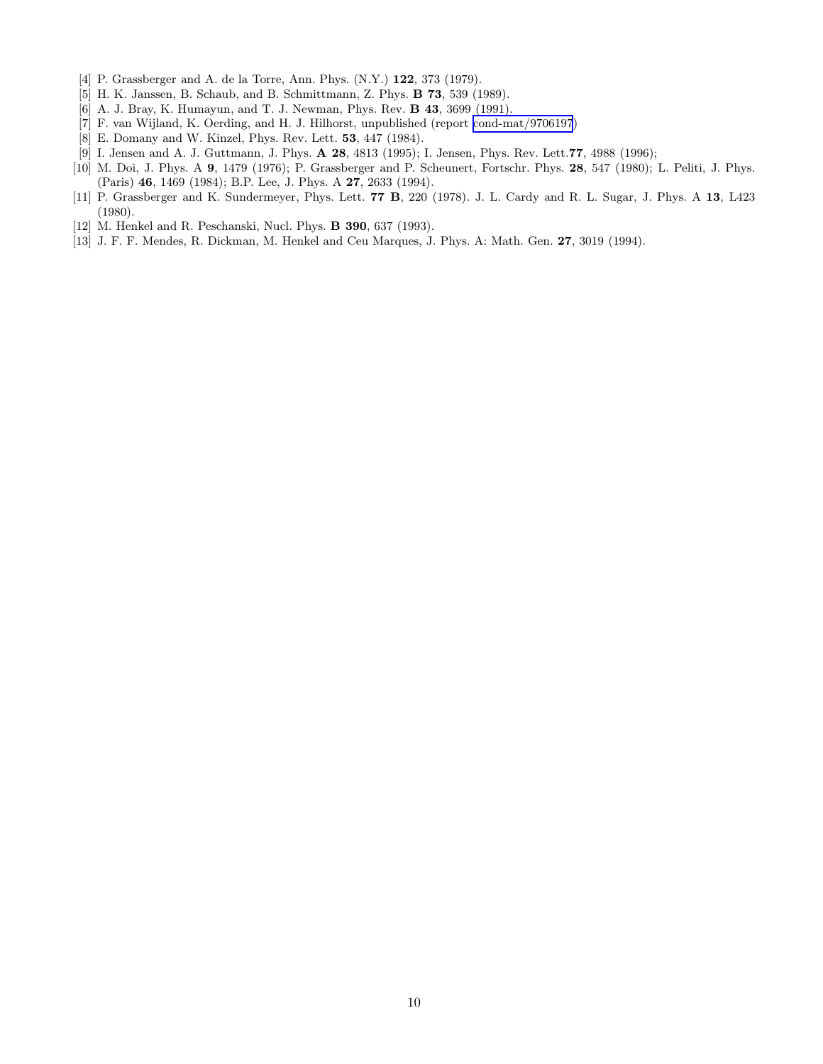[4] P. Grassberger and A. de la Torre, Ann. Phys. (N.Y.) **122**, 373 (1979).

[5] H. K. Janssen, B. Schaub, and B. Schmittmann, Z. Phys. **B 73**, 539 (1989).

[6] A. J. Bray, K. Humayun, and T. J. Newman, Phys. Rev. **B 43**, 3699 (1991).

[7] F. van Wijland, K. Oerding, and H. J. Hilhorst, unpublished (report cond-mat/9706197)

[8] E. Domany and W. Kinzel, Phys. Rev. Lett. **53**, 447 (1984).

[9] I. Jensen and A. J. Guttmann, J. Phys. **A 28**, 4813 (1995); I. Jensen, Phys. Rev. Lett.**77**, 4988 (1996);

[10] M. Doi, J. Phys. A **9**, 1479 (1976); P. Grassberger and P. Scheunert, Fortschr. Phys. **28**, 547 (1980); L. Peliti, J. Phys. (Paris) **46**, 1469 (1984); B.P. Lee, J. Phys. A **27**, 2633 (1994).

[11] P. Grassberger and K. Sundermeyer, Phys. Lett. **77 B**, 220 (1978). J. L. Cardy and R. L. Sugar, J. Phys. A **13**, L423 (1980).

[12] M. Henkel and R. Peschanski, Nucl. Phys. **B 390**, 637 (1993).

[13] J. F. F. Mendes, R. Dickman, M. Henkel and Ceu Marques, J. Phys. A: Math. Gen. **27**, 3019 (1994).